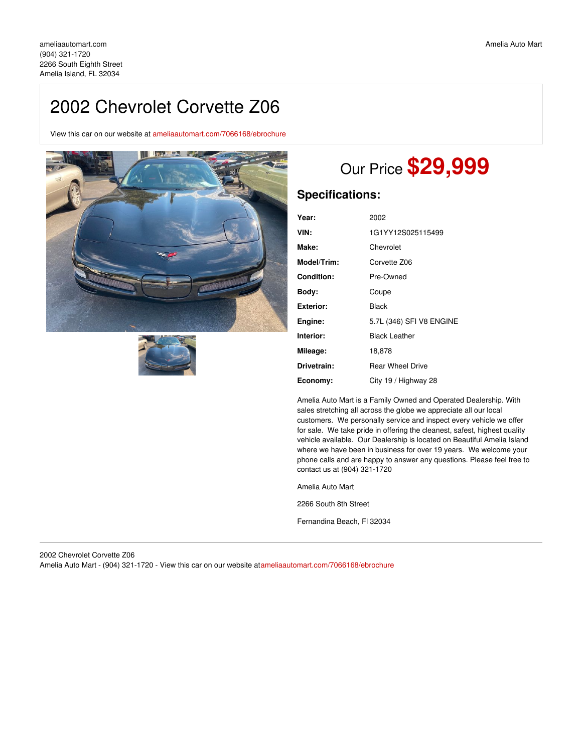ameliaautomart.com
(904) 321-1720
2266 South Eighth Street
Amelia Island, FL 32034

Amelia Auto Mart

# 2002 Chevrolet Corvette Z06

View this car on our website at ameliaautomart.com/7066168/ebrochure

## Our Price **$29,999**

## Specifications:

| | |
|---|---|
| **Year:** | 2002 |
| **VIN:** | 1G1YY12S025115499 |
| **Make:** | Chevrolet |
| **Model/Trim:** | Corvette Z06 |
| **Condition:** | Pre-Owned |
| **Body:** | Coupe |
| **Exterior:** | Black |
| **Engine:** | 5.7L (346) SFI V8 ENGINE |
| **Interior:** | Black Leather |
| **Mileage:** | 18,878 |
| **Drivetrain:** | Rear Wheel Drive |
| **Economy:** | City 19 / Highway 28 |

Amelia Auto Mart is a Family Owned and Operated Dealership. With sales stretching all across the globe we appreciate all our local customers. We personally service and inspect every vehicle we offer for sale. We take pride in offering the cleanest, safest, highest quality vehicle available. Our Dealership is located on Beautiful Amelia Island where we have been in business for over 19 years. We welcome your phone calls and are happy to answer any questions. Please feel free to contact us at (904) 321-1720

Amelia Auto Mart

2266 South 8th Street

Fernandina Beach, Fl 32034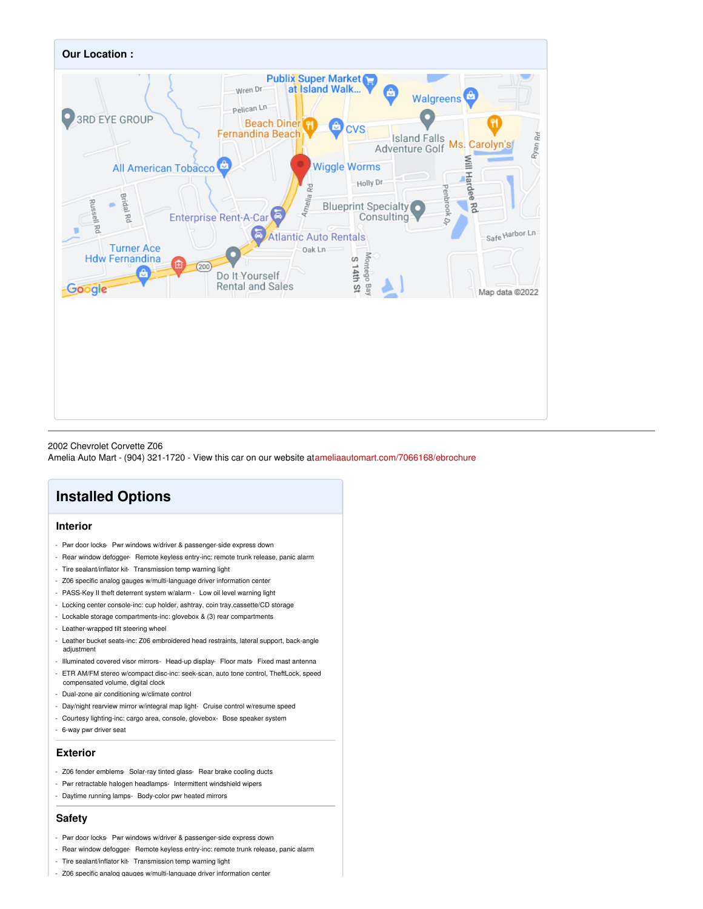**Our Location :**

2002 Chevrolet Corvette Z06
Amelia Auto Mart - (904) 321-1720 - View this car on our website atameliaautomart.com/7066168/ebrochure

## Installed Options

### Interior

- Pwr door locks- Pwr windows w/driver & passenger-side express down
- Rear window defogger- Remote keyless entry-inc: remote trunk release, panic alarm
- Tire sealant/inflator kit- Transmission temp warning light
- Z06 specific analog gauges w/multi-language driver information center
- PASS-Key II theft deterrent system w/alarm - Low oil level warning light
- Locking center console-inc: cup holder, ashtray, coin tray,cassette/CD storage
- Lockable storage compartments-inc: glovebox & (3) rear compartments
- Leather-wrapped tilt steering wheel
- Leather bucket seats-inc: Z06 embroidered head restraints, lateral support, back-angle adjustment
- Illuminated covered visor mirrors- Head-up display- Floor mats- Fixed mast antenna
- ETR AM/FM stereo w/compact disc-inc: seek-scan, auto tone control, TheftLock, speed compensated volume, digital clock
- Dual-zone air conditioning w/climate control
- Day/night rearview mirror w/integral map light- Cruise control w/resume speed
- Courtesy lighting-inc: cargo area, console, glovebox- Bose speaker system
- 6-way pwr driver seat

### Exterior

- Z06 fender emblems- Solar-ray tinted glass- Rear brake cooling ducts
- Pwr retractable halogen headlamps- Intermittent windshield wipers
- Daytime running lamps- Body-color pwr heated mirrors

### Safety

- Pwr door locks- Pwr windows w/driver & passenger-side express down
- Rear window defogger- Remote keyless entry-inc: remote trunk release, panic alarm
- Tire sealant/inflator kit- Transmission temp warning light
- Z06 specific analog gauges w/multi-language driver information center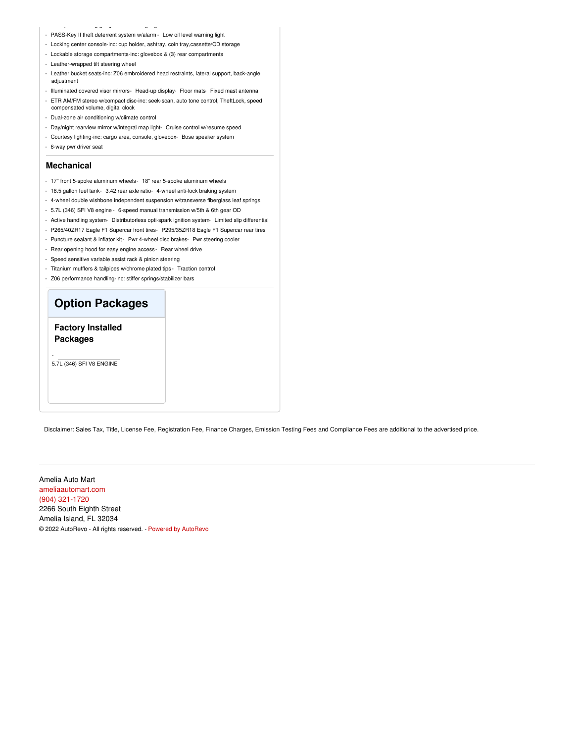- PASS-Key II theft deterrent system w/alarm - Low oil level warning light
- Locking center console-inc: cup holder, ashtray, coin tray,cassette/CD storage
- Lockable storage compartments-inc: glovebox & (3) rear compartments
- Leather-wrapped tilt steering wheel
- Leather bucket seats-inc: Z06 embroidered head restraints, lateral support, back-angle adjustment
- Illuminated covered visor mirrors- Head-up display- Floor mats- Fixed mast antenna
- ETR AM/FM stereo w/compact disc-inc: seek-scan, auto tone control, TheftLock, speed compensated volume, digital clock
- Dual-zone air conditioning w/climate control
- Day/night rearview mirror w/integral map light- Cruise control w/resume speed
- Courtesy lighting-inc: cargo area, console, glovebox- Bose speaker system
- 6-way pwr driver seat

## Mechanical

- 17" front 5-spoke aluminum wheels - 18" rear 5-spoke aluminum wheels
- 18.5 gallon fuel tank- 3.42 rear axle ratio- 4-wheel anti-lock braking system
- 4-wheel double wishbone independent suspension w/transverse fiberglass leaf springs
- 5.7L (346) SFI V8 engine - 6-speed manual transmission w/5th & 6th gear OD
- Active handling system- Distributorless opti-spark ignition system- Limited slip differential
- P265/40ZR17 Eagle F1 Supercar front tires- P295/35ZR18 Eagle F1 Supercar rear tires
- Puncture sealant & inflator kit - Pwr 4-wheel disc brakes- Pwr steering cooler
- Rear opening hood for easy engine access - Rear wheel drive
- Speed sensitive variable assist rack & pinion steering
- Titanium mufflers & tailpipes w/chrome plated tips - Traction control
- Z06 performance handling-inc: stiffer springs/stabilizer bars

## Option Packages

### Factory Installed Packages

- 5.7L (346) SFI V8 ENGINE

Disclaimer: Sales Tax, Title, License Fee, Registration Fee, Finance Charges, Emission Testing Fees and Compliance Fees are additional to the advertised price.

Amelia Auto Mart
ameliaautomart.com
(904) 321-1720
2266 South Eighth Street
Amelia Island, FL 32034
© 2022 AutoRevo - All rights reserved. - Powered by AutoRevo